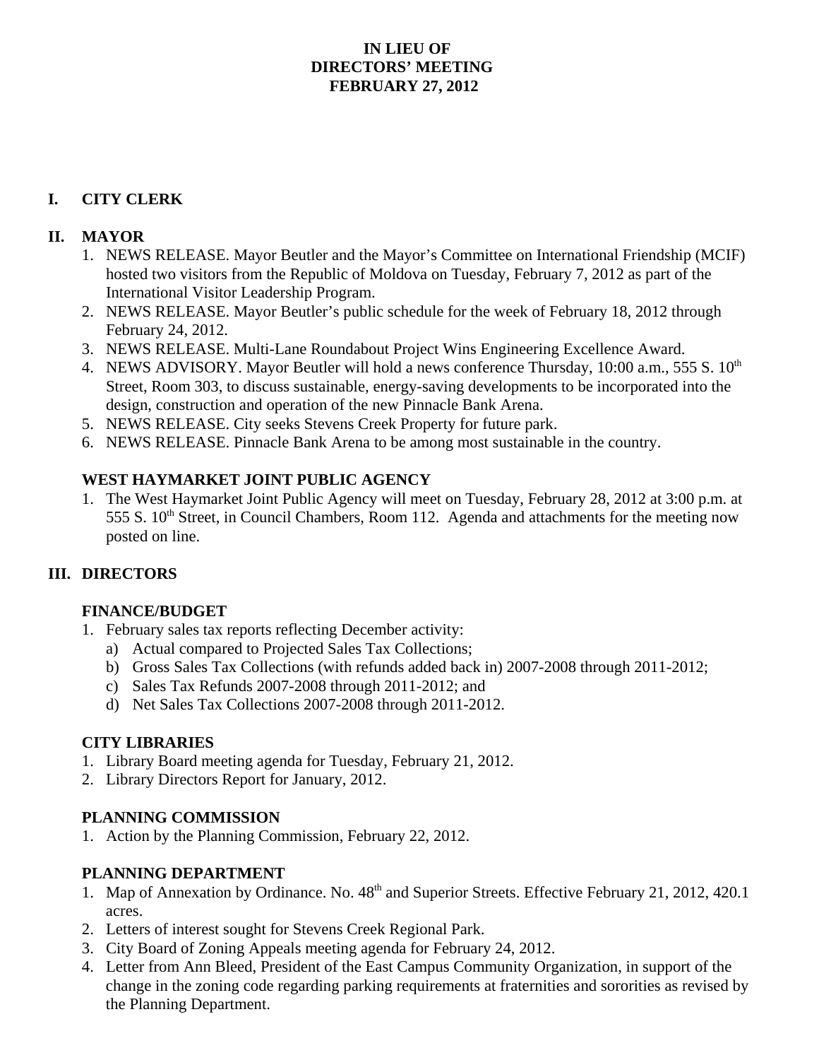# IN LIEU OF
# DIRECTORS' MEETING
# FEBRUARY 27, 2012

## I. CITY CLERK

## II. MAYOR

1. NEWS RELEASE. Mayor Beutler and the Mayor's Committee on International Friendship (MCIF) hosted two visitors from the Republic of Moldova on Tuesday, February 7, 2012 as part of the International Visitor Leadership Program.
2. NEWS RELEASE. Mayor Beutler's public schedule for the week of February 18, 2012 through February 24, 2012.
3. NEWS RELEASE. Multi-Lane Roundabout Project Wins Engineering Excellence Award.
4. NEWS ADVISORY. Mayor Beutler will hold a news conference Thursday, 10:00 a.m., 555 S. 10th Street, Room 303, to discuss sustainable, energy-saving developments to be incorporated into the design, construction and operation of the new Pinnacle Bank Arena.
5. NEWS RELEASE. City seeks Stevens Creek Property for future park.
6. NEWS RELEASE. Pinnacle Bank Arena to be among most sustainable in the country.

### WEST HAYMARKET JOINT PUBLIC AGENCY

1. The West Haymarket Joint Public Agency will meet on Tuesday, February 28, 2012 at 3:00 p.m. at 555 S. 10th Street, in Council Chambers, Room 112. Agenda and attachments for the meeting now posted on line.

## III. DIRECTORS

### FINANCE/BUDGET

1. February sales tax reports reflecting December activity:
   a) Actual compared to Projected Sales Tax Collections;
   b) Gross Sales Tax Collections (with refunds added back in) 2007-2008 through 2011-2012;
   c) Sales Tax Refunds 2007-2008 through 2011-2012; and
   d) Net Sales Tax Collections 2007-2008 through 2011-2012.

### CITY LIBRARIES

1. Library Board meeting agenda for Tuesday, February 21, 2012.
2. Library Directors Report for January, 2012.

### PLANNING COMMISSION

1. Action by the Planning Commission, February 22, 2012.

### PLANNING DEPARTMENT

1. Map of Annexation by Ordinance. No. 48th and Superior Streets. Effective February 21, 2012, 420.1 acres.
2. Letters of interest sought for Stevens Creek Regional Park.
3. City Board of Zoning Appeals meeting agenda for February 24, 2012.
4. Letter from Ann Bleed, President of the East Campus Community Organization, in support of the change in the zoning code regarding parking requirements at fraternities and sororities as revised by the Planning Department.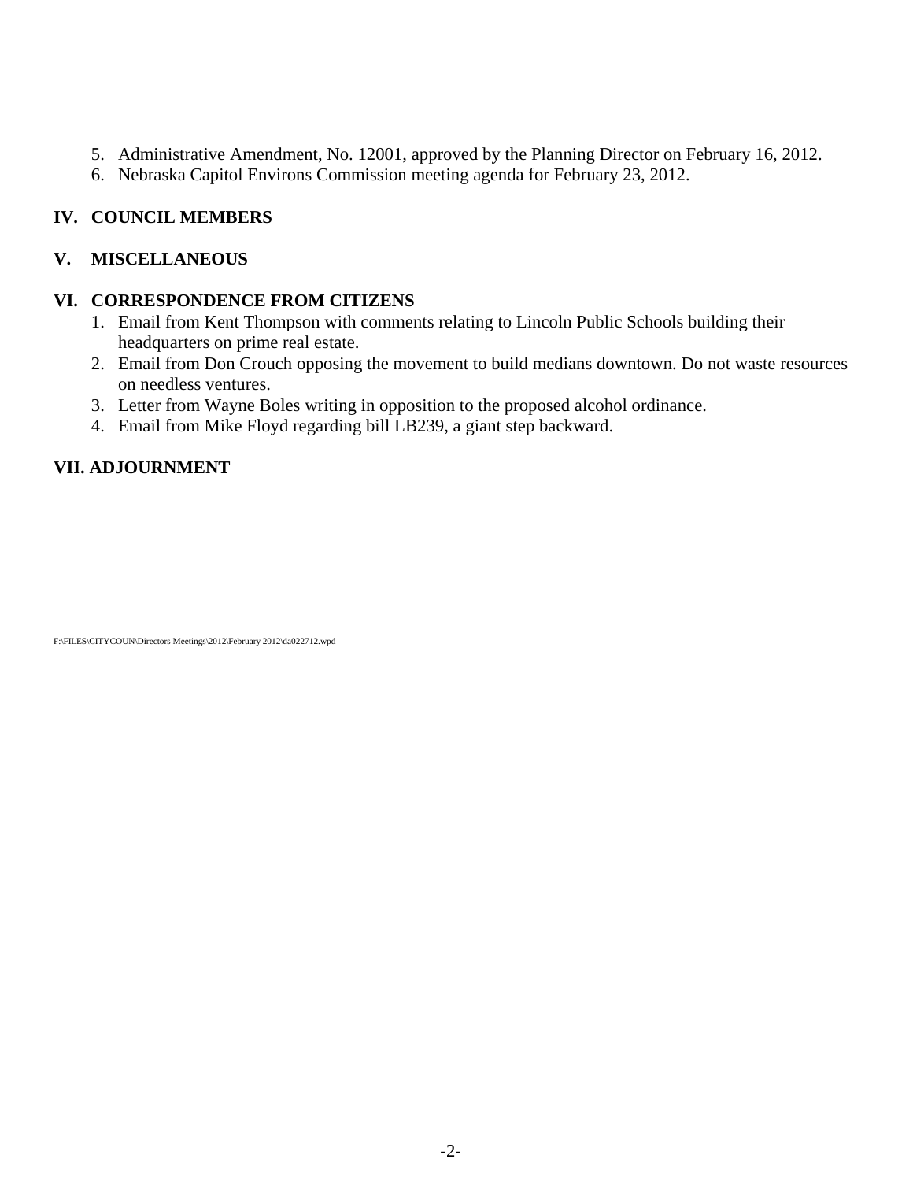5. Administrative Amendment, No. 12001, approved by the Planning Director on February 16, 2012.
6. Nebraska Capitol Environs Commission meeting agenda for February 23, 2012.

## IV. COUNCIL MEMBERS

## V. MISCELLANEOUS

## VI. CORRESPONDENCE FROM CITIZENS

1. Email from Kent Thompson with comments relating to Lincoln Public Schools building their headquarters on prime real estate.
2. Email from Don Crouch opposing the movement to build medians downtown. Do not waste resources on needless ventures.
3. Letter from Wayne Boles writing in opposition to the proposed alcohol ordinance.
4. Email from Mike Floyd regarding bill LB239, a giant step backward.

## VII. ADJOURNMENT

F:\FILES\CITYCOUN\Directors Meetings\2012\February 2012\da022712.wpd